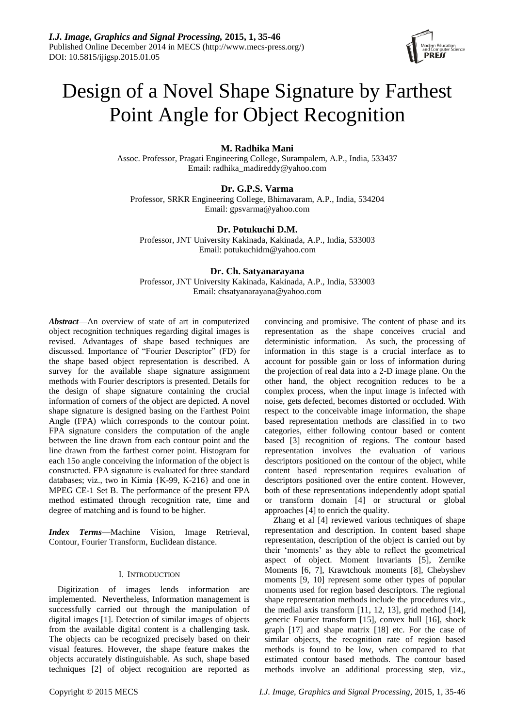# Design of a Novel Shape Signature by Farthest Point Angle for Object Recognition

**M. Radhika Mani**

Assoc. Professor, Pragati Engineering College, Surampalem, A.P., India, 533437
Email: radhika_madireddy@yahoo.com

**Dr. G.P.S. Varma**

Professor, SRKR Engineering College, Bhimavaram, A.P., India, 534204
Email: gpsvarma@yahoo.com

**Dr. Potukuchi D.M.**

Professor, JNT University Kakinada, Kakinada, A.P., India, 533003
Email: potukuchidm@yahoo.com

**Dr. Ch. Satyanarayana**

Professor, JNT University Kakinada, Kakinada, A.P., India, 533003
Email: chsatyanarayana@yahoo.com

***Abstract***—An overview of state of art in computerized object recognition techniques regarding digital images is revised. Advantages of shape based techniques are discussed. Importance of "Fourier Descriptor" (FD) for the shape based object representation is described. A survey for the available shape signature assignment methods with Fourier descriptors is presented. Details for the design of shape signature containing the crucial information of corners of the object are depicted. A novel shape signature is designed basing on the Farthest Point Angle (FPA) which corresponds to the contour point. FPA signature considers the computation of the angle between the line drawn from each contour point and the line drawn from the farthest corner point. Histogram for each 15o angle conceiving the information of the object is constructed. FPA signature is evaluated for three standard databases; viz., two in Kimia {K-99, K-216} and one in MPEG CE-1 Set B. The performance of the present FPA method estimated through recognition rate, time and degree of matching and is found to be higher.

***Index Terms***—Machine Vision, Image Retrieval, Contour, Fourier Transform, Euclidean distance.

## I. Introduction

Digitization of images lends information are implemented. Nevertheless, Information management is successfully carried out through the manipulation of digital images [1]. Detection of similar images of objects from the available digital content is a challenging task. The objects can be recognized precisely based on their visual features. However, the shape feature makes the objects accurately distinguishable. As such, shape based techniques [2] of object recognition are reported as convincing and promisive. The content of phase and its representation as the shape conceives crucial and deterministic information. As such, the processing of information in this stage is a crucial interface as to account for possible gain or loss of information during the projection of real data into a 2-D image plane. On the other hand, the object recognition reduces to be a complex process, when the input image is infected with noise, gets defected, becomes distorted or occluded. With respect to the conceivable image information, the shape based representation methods are classified in to two categories, either following contour based or content based [3] recognition of regions. The contour based representation involves the evaluation of various descriptors positioned on the contour of the object, while content based representation requires evaluation of descriptors positioned over the entire content. However, both of these representations independently adopt spatial or transform domain [4] or structural or global approaches [4] to enrich the quality.

Zhang et al [4] reviewed various techniques of shape representation and description. In content based shape representation, description of the object is carried out by their 'moments' as they able to reflect the geometrical aspect of object. Moment Invariants [5], Zernike Moments [6, 7], Krawtchouk moments [8], Chebyshev moments [9, 10] represent some other types of popular moments used for region based descriptors. The regional shape representation methods include the procedures viz., the medial axis transform [11, 12, 13], grid method [14], generic Fourier transform [15], convex hull [16], shock graph [17] and shape matrix [18] etc. For the case of similar objects, the recognition rate of region based methods is found to be low, when compared to that estimated contour based methods. The contour based methods involve an additional processing step, viz.,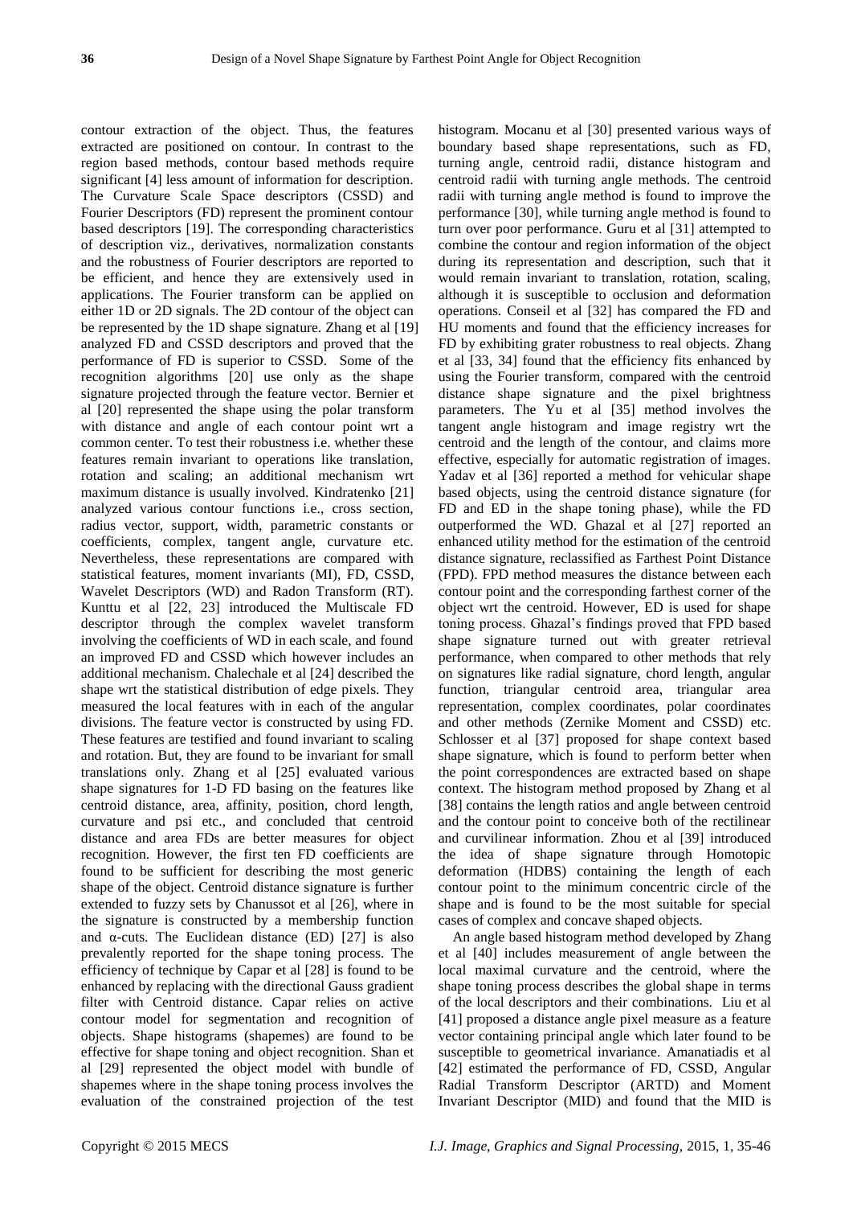contour extraction of the object. Thus, the features extracted are positioned on contour. In contrast to the region based methods, contour based methods require significant [4] less amount of information for description. The Curvature Scale Space descriptors (CSSD) and Fourier Descriptors (FD) represent the prominent contour based descriptors [19]. The corresponding characteristics of description viz., derivatives, normalization constants and the robustness of Fourier descriptors are reported to be efficient, and hence they are extensively used in applications. The Fourier transform can be applied on either 1D or 2D signals. The 2D contour of the object can be represented by the 1D shape signature. Zhang et al [19] analyzed FD and CSSD descriptors and proved that the performance of FD is superior to CSSD. Some of the recognition algorithms [20] use only as the shape signature projected through the feature vector. Bernier et al [20] represented the shape using the polar transform with distance and angle of each contour point wrt a common center. To test their robustness i.e. whether these features remain invariant to operations like translation, rotation and scaling; an additional mechanism wrt maximum distance is usually involved. Kindratenko [21] analyzed various contour functions i.e., cross section, radius vector, support, width, parametric constants or coefficients, complex, tangent angle, curvature etc. Nevertheless, these representations are compared with statistical features, moment invariants (MI), FD, CSSD, Wavelet Descriptors (WD) and Radon Transform (RT). Kunttu et al [22, 23] introduced the Multiscale FD descriptor through the complex wavelet transform involving the coefficients of WD in each scale, and found an improved FD and CSSD which however includes an additional mechanism. Chalechale et al [24] described the shape wrt the statistical distribution of edge pixels. They measured the local features with in each of the angular divisions. The feature vector is constructed by using FD. These features are testified and found invariant to scaling and rotation. But, they are found to be invariant for small translations only. Zhang et al [25] evaluated various shape signatures for 1-D FD basing on the features like centroid distance, area, affinity, position, chord length, curvature and psi etc., and concluded that centroid distance and area FDs are better measures for object recognition. However, the first ten FD coefficients are found to be sufficient for describing the most generic shape of the object. Centroid distance signature is further extended to fuzzy sets by Chanussot et al [26], where in the signature is constructed by a membership function and α-cuts. The Euclidean distance (ED) [27] is also prevalently reported for the shape toning process. The efficiency of technique by Capar et al [28] is found to be enhanced by replacing with the directional Gauss gradient filter with Centroid distance. Capar relies on active contour model for segmentation and recognition of objects. Shape histograms (shapemes) are found to be effective for shape toning and object recognition. Shan et al [29] represented the object model with bundle of shapemes where in the shape toning process involves the evaluation of the constrained projection of the test histogram. Mocanu et al [30] presented various ways of boundary based shape representations, such as FD, turning angle, centroid radii, distance histogram and centroid radii with turning angle methods. The centroid radii with turning angle method is found to improve the performance [30], while turning angle method is found to turn over poor performance. Guru et al [31] attempted to combine the contour and region information of the object during its representation and description, such that it would remain invariant to translation, rotation, scaling, although it is susceptible to occlusion and deformation operations. Conseil et al [32] has compared the FD and HU moments and found that the efficiency increases for FD by exhibiting grater robustness to real objects. Zhang et al [33, 34] found that the efficiency fits enhanced by using the Fourier transform, compared with the centroid distance shape signature and the pixel brightness parameters. The Yu et al [35] method involves the tangent angle histogram and image registry wrt the centroid and the length of the contour, and claims more effective, especially for automatic registration of images. Yadav et al [36] reported a method for vehicular shape based objects, using the centroid distance signature (for FD and ED in the shape toning phase), while the FD outperformed the WD. Ghazal et al [27] reported an enhanced utility method for the estimation of the centroid distance signature, reclassified as Farthest Point Distance (FPD). FPD method measures the distance between each contour point and the corresponding farthest corner of the object wrt the centroid. However, ED is used for shape toning process. Ghazal's findings proved that FPD based shape signature turned out with greater retrieval performance, when compared to other methods that rely on signatures like radial signature, chord length, angular function, triangular centroid area, triangular area representation, complex coordinates, polar coordinates and other methods (Zernike Moment and CSSD) etc. Schlosser et al [37] proposed for shape context based shape signature, which is found to perform better when the point correspondences are extracted based on shape context. The histogram method proposed by Zhang et al [38] contains the length ratios and angle between centroid and the contour point to conceive both of the rectilinear and curvilinear information. Zhou et al [39] introduced the idea of shape signature through Homotopic deformation (HDBS) containing the length of each contour point to the minimum concentric circle of the shape and is found to be the most suitable for special cases of complex and concave shaped objects.

An angle based histogram method developed by Zhang et al [40] includes measurement of angle between the local maximal curvature and the centroid, where the shape toning process describes the global shape in terms of the local descriptors and their combinations. Liu et al [41] proposed a distance angle pixel measure as a feature vector containing principal angle which later found to be susceptible to geometrical invariance. Amanatiadis et al [42] estimated the performance of FD, CSSD, Angular Radial Transform Descriptor (ARTD) and Moment Invariant Descriptor (MID) and found that the MID is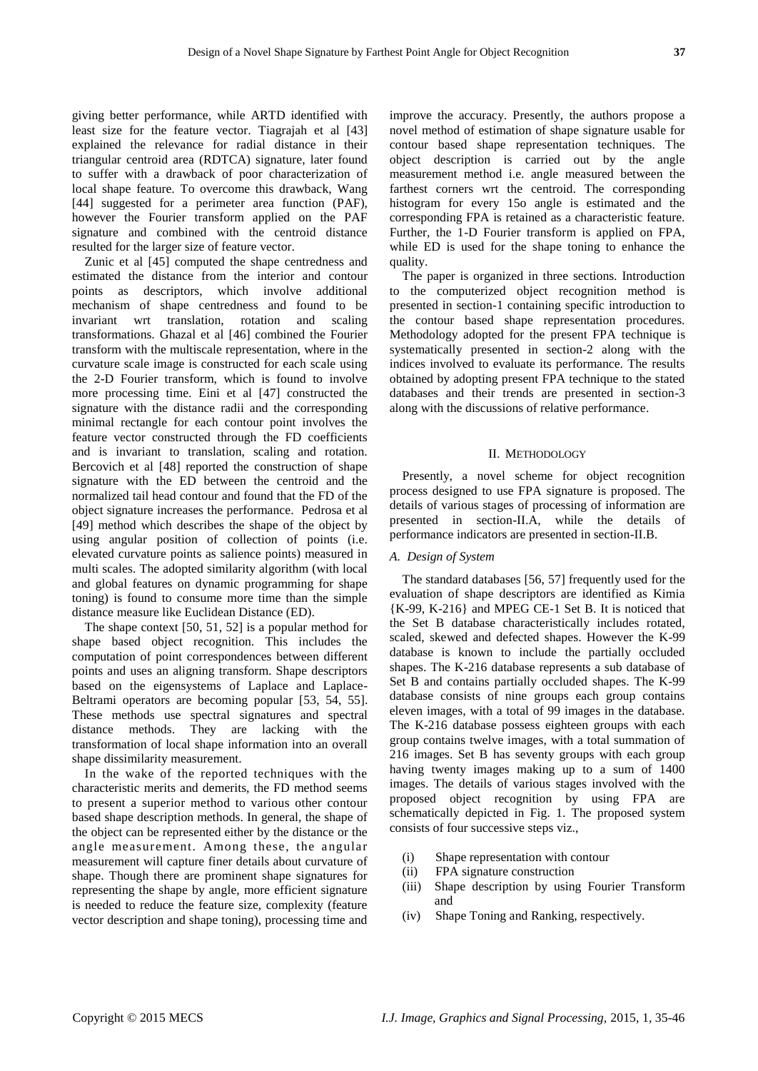giving better performance, while ARTD identified with least size for the feature vector. Tiagrajah et al [43] explained the relevance for radial distance in their triangular centroid area (RDTCA) signature, later found to suffer with a drawback of poor characterization of local shape feature. To overcome this drawback, Wang [44] suggested for a perimeter area function (PAF), however the Fourier transform applied on the PAF signature and combined with the centroid distance resulted for the larger size of feature vector.

Zunic et al [45] computed the shape centredness and estimated the distance from the interior and contour points as descriptors, which involve additional mechanism of shape centredness and found to be invariant wrt translation, rotation and scaling transformations. Ghazal et al [46] combined the Fourier transform with the multiscale representation, where in the curvature scale image is constructed for each scale using the 2-D Fourier transform, which is found to involve more processing time. Eini et al [47] constructed the signature with the distance radii and the corresponding minimal rectangle for each contour point involves the feature vector constructed through the FD coefficients and is invariant to translation, scaling and rotation. Bercovich et al [48] reported the construction of shape signature with the ED between the centroid and the normalized tail head contour and found that the FD of the object signature increases the performance. Pedrosa et al [49] method which describes the shape of the object by using angular position of collection of points (i.e. elevated curvature points as salience points) measured in multi scales. The adopted similarity algorithm (with local and global features on dynamic programming for shape toning) is found to consume more time than the simple distance measure like Euclidean Distance (ED).

The shape context [50, 51, 52] is a popular method for shape based object recognition. This includes the computation of point correspondences between different points and uses an aligning transform. Shape descriptors based on the eigensystems of Laplace and Laplace-Beltrami operators are becoming popular [53, 54, 55]. These methods use spectral signatures and spectral distance methods. They are lacking with the transformation of local shape information into an overall shape dissimilarity measurement.

In the wake of the reported techniques with the characteristic merits and demerits, the FD method seems to present a superior method to various other contour based shape description methods. In general, the shape of the object can be represented either by the distance or the angle measurement. Among these, the angular measurement will capture finer details about curvature of shape. Though there are prominent shape signatures for representing the shape by angle, more efficient signature is needed to reduce the feature size, complexity (feature vector description and shape toning), processing time and improve the accuracy. Presently, the authors propose a novel method of estimation of shape signature usable for contour based shape representation techniques. The object description is carried out by the angle measurement method i.e. angle measured between the farthest corners wrt the centroid. The corresponding histogram for every 15o angle is estimated and the corresponding FPA is retained as a characteristic feature. Further, the 1-D Fourier transform is applied on FPA, while ED is used for the shape toning to enhance the quality.

The paper is organized in three sections. Introduction to the computerized object recognition method is presented in section-1 containing specific introduction to the contour based shape representation procedures. Methodology adopted for the present FPA technique is systematically presented in section-2 along with the indices involved to evaluate its performance. The results obtained by adopting present FPA technique to the stated databases and their trends are presented in section-3 along with the discussions of relative performance.

## II. Methodology

Presently, a novel scheme for object recognition process designed to use FPA signature is proposed. The details of various stages of processing of information are presented in section-II.A, while the details of performance indicators are presented in section-II.B.

### *A. Design of System*

The standard databases [56, 57] frequently used for the evaluation of shape descriptors are identified as Kimia {K-99, K-216} and MPEG CE-1 Set B. It is noticed that the Set B database characteristically includes rotated, scaled, skewed and defected shapes. However the K-99 database is known to include the partially occluded shapes. The K-216 database represents a sub database of Set B and contains partially occluded shapes. The K-99 database consists of nine groups each group contains eleven images, with a total of 99 images in the database. The K-216 database possess eighteen groups with each group contains twelve images, with a total summation of 216 images. Set B has seventy groups with each group having twenty images making up to a sum of 1400 images. The details of various stages involved with the proposed object recognition by using FPA are schematically depicted in Fig. 1. The proposed system consists of four successive steps viz.,

(i) Shape representation with contour
(ii) FPA signature construction
(iii) Shape description by using Fourier Transform and
(iv) Shape Toning and Ranking, respectively.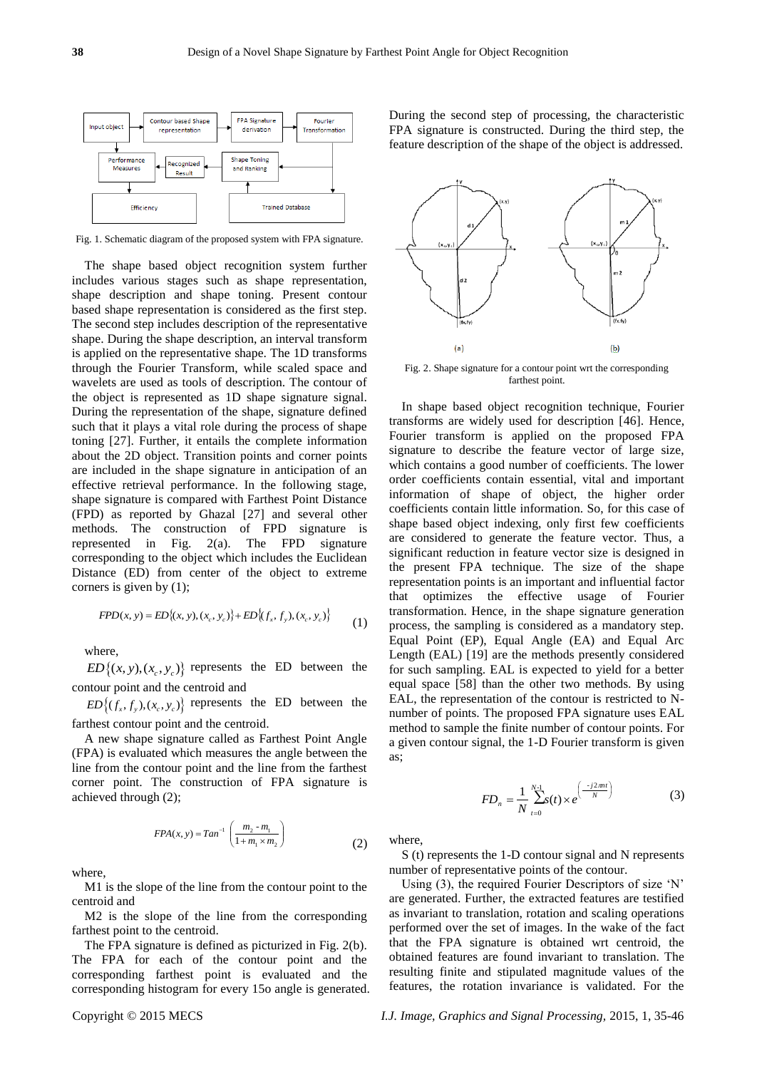Fig. 1. Schematic diagram of the proposed system with FPA signature.

The shape based object recognition system further includes various stages such as shape representation, shape description and shape toning. Present contour based shape representation is considered as the first step. The second step includes description of the representative shape. During the shape description, an interval transform is applied on the representative shape. The 1D transforms through the Fourier Transform, while scaled space and wavelets are used as tools of description. The contour of the object is represented as 1D shape signature signal. During the representation of the shape, signature defined such that it plays a vital role during the process of shape toning [27]. Further, it entails the complete information about the 2D object. Transition points and corner points are included in the shape signature in anticipation of an effective retrieval performance. In the following stage, shape signature is compared with Farthest Point Distance (FPD) as reported by Ghazal [27] and several other methods. The construction of FPD signature is represented in Fig. 2(a). The FPD signature corresponding to the object which includes the Euclidean Distance (ED) from center of the object to extreme corners is given by (1);

$$FPD(x,y) = ED\{(x,y),(x_c,y_c)\} + ED\{(f_x,f_y),(x_c,y_c)\} \tag{1}$$

where,

$ED\{(x,y),(x_c,y_c)\}$ represents the ED between the contour point and the centroid and

$ED\{(f_x,f_y),(x_c,y_c)\}$ represents the ED between the farthest contour point and the centroid.

A new shape signature called as Farthest Point Angle (FPA) is evaluated which measures the angle between the line from the contour point and the line from the farthest corner point. The construction of FPA signature is achieved through (2);

$$FPA(x,y) = Tan^{-1}\left(\frac{m_2 - m_1}{1 + m_1 \times m_2}\right) \tag{2}$$

where,

M1 is the slope of the line from the contour point to the centroid and

M2 is the slope of the line from the corresponding farthest point to the centroid.

The FPA signature is defined as picturized in Fig. 2(b). The FPA for each of the contour point and the corresponding farthest point is evaluated and the corresponding histogram for every 15o angle is generated. During the second step of processing, the characteristic FPA signature is constructed. During the third step, the feature description of the shape of the object is addressed.

Fig. 2. Shape signature for a contour point wrt the corresponding farthest point.

In shape based object recognition technique, Fourier transforms are widely used for description [46]. Hence, Fourier transform is applied on the proposed FPA signature to describe the feature vector of large size, which contains a good number of coefficients. The lower order coefficients contain essential, vital and important information of shape of object, the higher order coefficients contain little information. So, for this case of shape based object indexing, only first few coefficients are considered to generate the feature vector. Thus, a significant reduction in feature vector size is designed in the present FPA technique. The size of the shape representation points is an important and influential factor that optimizes the effective usage of Fourier transformation. Hence, in the shape signature generation process, the sampling is considered as a mandatory step. Equal Point (EP), Equal Angle (EA) and Equal Arc Length (EAL) [19] are the methods presently considered for such sampling. EAL is expected to yield for a better equal space [58] than the other two methods. By using EAL, the representation of the contour is restricted to N-number of points. The proposed FPA signature uses EAL method to sample the finite number of contour points. For a given contour signal, the 1-D Fourier transform is given as;

$$FD_n = \frac{1}{N}\sum_{t=0}^{N-1} s(t) \times e^{\left(\frac{-j2\pi nt}{N}\right)} \tag{3}$$

where,

S (t) represents the 1-D contour signal and N represents number of representative points of the contour.

Using (3), the required Fourier Descriptors of size 'N' are generated. Further, the extracted features are testified as invariant to translation, rotation and scaling operations performed over the set of images. In the wake of the fact that the FPA signature is obtained wrt centroid, the obtained features are found invariant to translation. The resulting finite and stipulated magnitude values of the features, the rotation invariance is validated. For the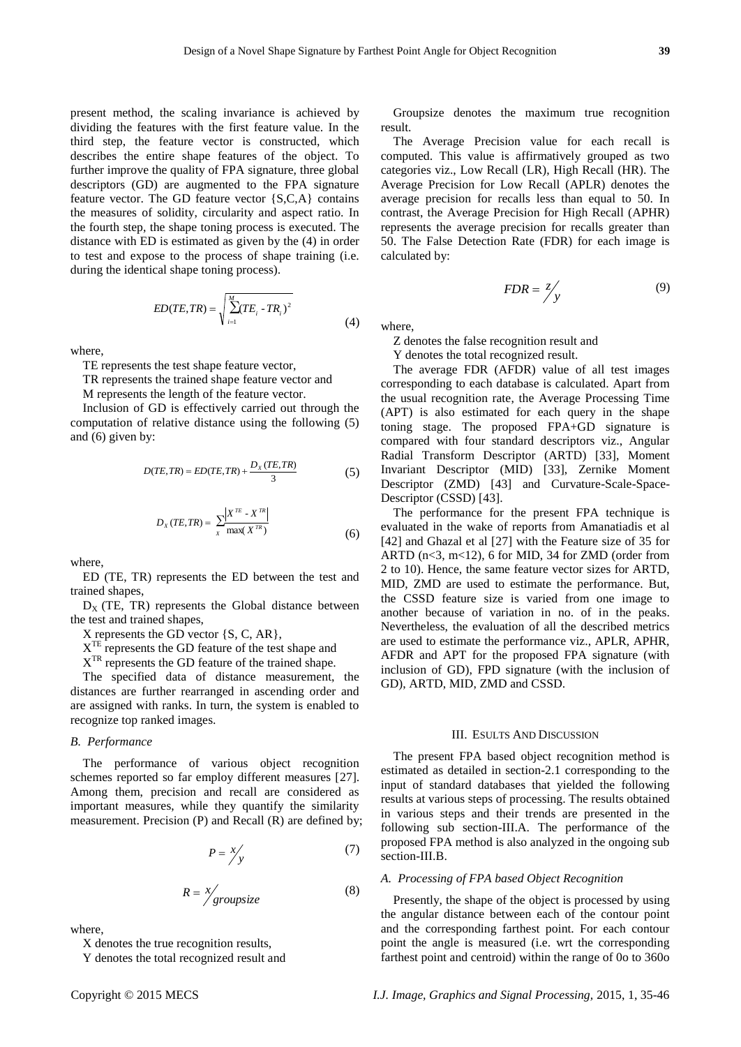present method, the scaling invariance is achieved by dividing the features with the first feature value. In the third step, the feature vector is constructed, which describes the entire shape features of the object. To further improve the quality of FPA signature, three global descriptors (GD) are augmented to the FPA signature feature vector. The GD feature vector {S,C,A} contains the measures of solidity, circularity and aspect ratio. In the fourth step, the shape toning process is executed. The distance with ED is estimated as given by the (4) in order to test and expose to the process of shape training (i.e. during the identical shape toning process).

$$ED(TE,TR) = \sqrt{\sum_{i=1}^{M}(TE_i - TR_i)^2} \tag{4}$$

where,

TE represents the test shape feature vector,

TR represents the trained shape feature vector and

M represents the length of the feature vector.

Inclusion of GD is effectively carried out through the computation of relative distance using the following (5) and (6) given by:

$$D(TE,TR) = ED(TE,TR) + \frac{D_X(TE,TR)}{3} \tag{5}$$

$$D_X(TE,TR) = \sum_X \frac{|X^{TE} - X^{TR}|}{\max(X^{TR})} \tag{6}$$

where,

ED (TE, TR) represents the ED between the test and trained shapes,

$D_X$ (TE, TR) represents the Global distance between the test and trained shapes,

X represents the GD vector {S, C, AR},

$X^{TE}$ represents the GD feature of the test shape and

$X^{TR}$ represents the GD feature of the trained shape.

The specified data of distance measurement, the distances are further rearranged in ascending order and are assigned with ranks. In turn, the system is enabled to recognize top ranked images.

### *B. Performance*

The performance of various object recognition schemes reported so far employ different measures [27]. Among them, precision and recall are considered as important measures, while they quantify the similarity measurement. Precision (P) and Recall (R) are defined by;

$$P = x/y \tag{7}$$

$$R = x/groupsize \tag{8}$$

where,

X denotes the true recognition results,

Y denotes the total recognized result and

Groupsize denotes the maximum true recognition result.

The Average Precision value for each recall is computed. This value is affirmatively grouped as two categories viz., Low Recall (LR), High Recall (HR). The Average Precision for Low Recall (APLR) denotes the average precision for recalls less than equal to 50. In contrast, the Average Precision for High Recall (APHR) represents the average precision for recalls greater than 50. The False Detection Rate (FDR) for each image is calculated by:

$$FDR = z/y \tag{9}$$

where,

Z denotes the false recognition result and

Y denotes the total recognized result.

The average FDR (AFDR) value of all test images corresponding to each database is calculated. Apart from the usual recognition rate, the Average Processing Time (APT) is also estimated for each query in the shape toning stage. The proposed FPA+GD signature is compared with four standard descriptors viz., Angular Radial Transform Descriptor (ARTD) [33], Moment Invariant Descriptor (MID) [33], Zernike Moment Descriptor (ZMD) [43] and Curvature-Scale-Space-Descriptor (CSSD) [43].

The performance for the present FPA technique is evaluated in the wake of reports from Amanatiadis et al [42] and Ghazal et al [27] with the Feature size of 35 for ARTD (n<3, m<12), 6 for MID, 34 for ZMD (order from 2 to 10). Hence, the same feature vector sizes for ARTD, MID, ZMD are used to estimate the performance. But, the CSSD feature size is varied from one image to another because of variation in no. of in the peaks. Nevertheless, the evaluation of all the described metrics are used to estimate the performance viz., APLR, APHR, AFDR and APT for the proposed FPA signature (with inclusion of GD), FPD signature (with the inclusion of GD), ARTD, MID, ZMD and CSSD.

## III. ESULTS AND DISCUSSION

The present FPA based object recognition method is estimated as detailed in section-2.1 corresponding to the input of standard databases that yielded the following results at various steps of processing. The results obtained in various steps and their trends are presented in the following sub section-III.A. The performance of the proposed FPA method is also analyzed in the ongoing sub section-III.B.

### *A. Processing of FPA based Object Recognition*

Presently, the shape of the object is processed by using the angular distance between each of the contour point and the corresponding farthest point. For each contour point the angle is measured (i.e. wrt the corresponding farthest point and centroid) within the range of 0o to 360o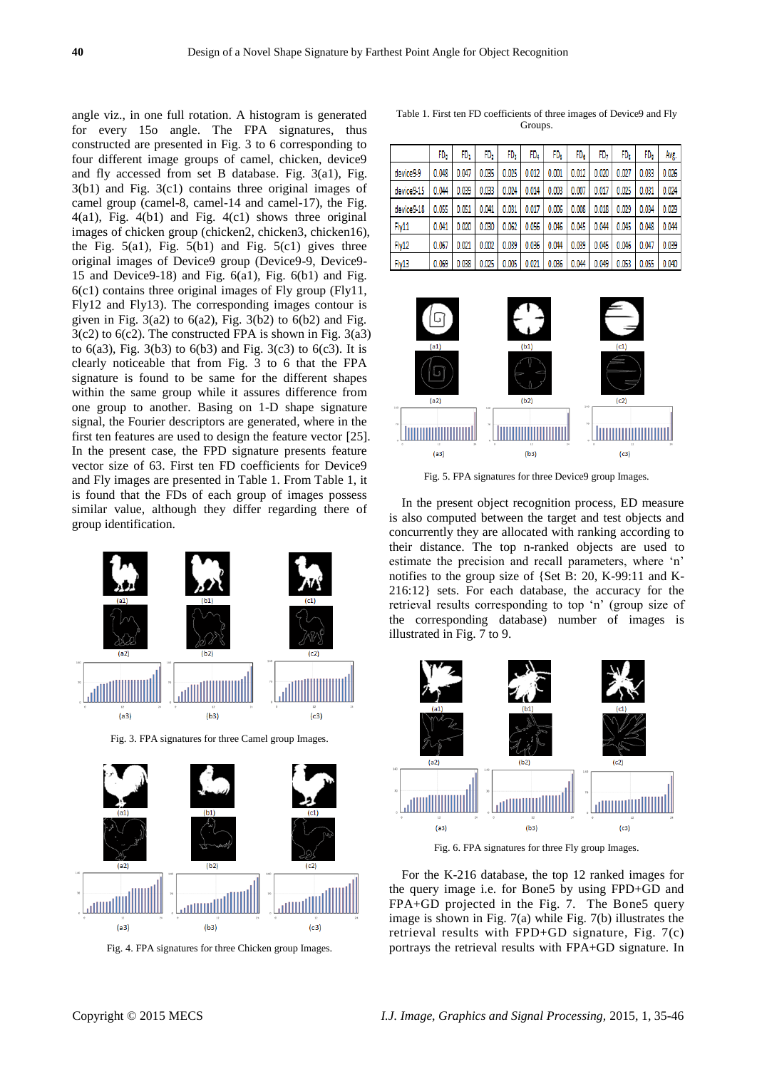angle viz., in one full rotation. A histogram is generated for every 15o angle. The FPA signatures, thus constructed are presented in Fig. 3 to 6 corresponding to four different image groups of camel, chicken, device9 and fly accessed from set B database. Fig. 3(a1), Fig. 3(b1) and Fig. 3(c1) contains three original images of camel group (camel-8, camel-14 and camel-17), the Fig. 4(a1), Fig. 4(b1) and Fig. 4(c1) shows three original images of chicken group (chicken2, chicken3, chicken16), the Fig. 5(a1), Fig. 5(b1) and Fig. 5(c1) gives three original images of Device9 group (Device9-9, Device9-15 and Device9-18) and Fig. 6(a1), Fig. 6(b1) and Fig. 6(c1) contains three original images of Fly group (Fly11, Fly12 and Fly13). The corresponding images contour is given in Fig. 3(a2) to 6(a2), Fig. 3(b2) to 6(b2) and Fig. 3(c2) to 6(c2). The constructed FPA is shown in Fig. 3(a3) to 6(a3), Fig. 3(b3) to 6(b3) and Fig. 3(c3) to 6(c3). It is clearly noticeable that from Fig. 3 to 6 that the FPA signature is found to be same for the different shapes within the same group while it assures difference from one group to another. Basing on 1-D shape signature signal, the Fourier descriptors are generated, where in the first ten features are used to design the feature vector [25]. In the present case, the FPD signature presents feature vector size of 63. First ten FD coefficients for Device9 and Fly images are presented in Table 1. From Table 1, it is found that the FDs of each group of images possess similar value, although they differ regarding there of group identification.

Fig. 3. FPA signatures for three Camel group Images.

Fig. 4. FPA signatures for three Chicken group Images.

Table 1. First ten FD coefficients of three images of Device9 and Fly Groups.

| | $FD_0$ | $FD_1$ | $FD_2$ | $FD_3$ | $FD_4$ | $FD_5$ | $FD_6$ | $FD_7$ | $FD_8$ | $FD_9$ | Avg. |
|---|---|---|---|---|---|---|---|---|---|---|---|
| device9-9 | 0.048 | 0.047 | 0.035 | 0.025 | 0.012 | 0.001 | 0.012 | 0.020 | 0.027 | 0.033 | 0.026 |
| device9-15 | 0.044 | 0.039 | 0.033 | 0.024 | 0.014 | 0.003 | 0.007 | 0.017 | 0.025 | 0.031 | 0.024 |
| device9-18 | 0.055 | 0.051 | 0.041 | 0.031 | 0.017 | 0.006 | 0.008 | 0.018 | 0.029 | 0.034 | 0.029 |
| Fly11 | 0.041 | 0.020 | 0.030 | 0.062 | 0.056 | 0.046 | 0.045 | 0.044 | 0.045 | 0.048 | 0.044 |
| Fly12 | 0.067 | 0.021 | 0.002 | 0.039 | 0.036 | 0.044 | 0.039 | 0.045 | 0.046 | 0.047 | 0.039 |
| Fly13 | 0.069 | 0.038 | 0.025 | 0.005 | 0.021 | 0.036 | 0.044 | 0.049 | 0.053 | 0.055 | 0.040 |

Fig. 5. FPA signatures for three Device9 group Images.

In the present object recognition process, ED measure is also computed between the target and test objects and concurrently they are allocated with ranking according to their distance. The top n-ranked objects are used to estimate the precision and recall parameters, where 'n' notifies to the group size of {Set B: 20, K-99:11 and K-216:12} sets. For each database, the accuracy for the retrieval results corresponding to top 'n' (group size of the corresponding database) number of images is illustrated in Fig. 7 to 9.

Fig. 6. FPA signatures for three Fly group Images.

For the K-216 database, the top 12 ranked images for the query image i.e. for Bone5 by using FPD+GD and FPA+GD projected in the Fig. 7. The Bone5 query image is shown in Fig. 7(a) while Fig. 7(b) illustrates the retrieval results with FPD+GD signature, Fig. 7(c) portrays the retrieval results with FPA+GD signature. In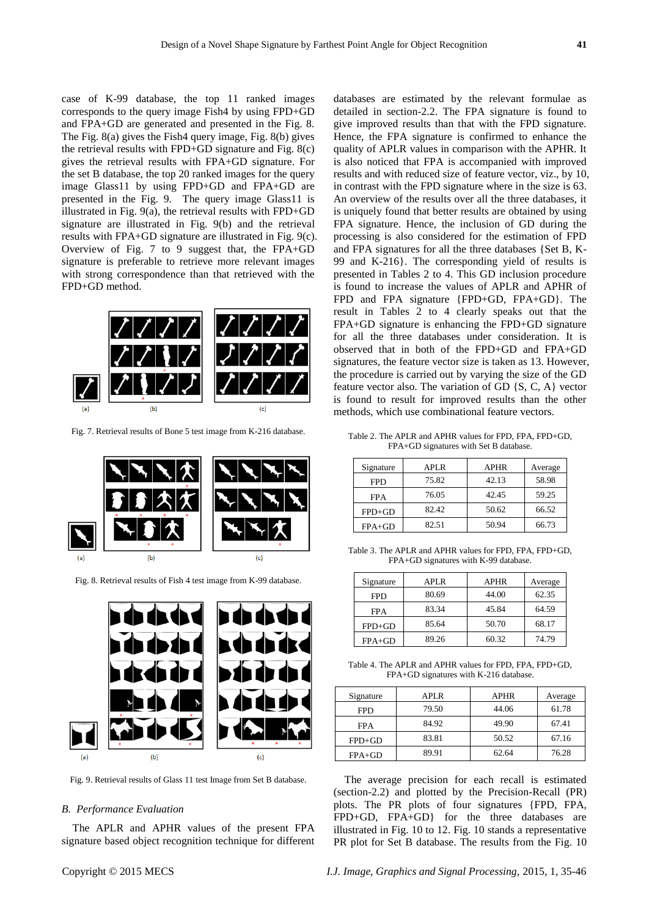case of K-99 database, the top 11 ranked images corresponds to the query image Fish4 by using FPD+GD and FPA+GD are generated and presented in the Fig. 8. The Fig. 8(a) gives the Fish4 query image, Fig. 8(b) gives the retrieval results with FPD+GD signature and Fig. 8(c) gives the retrieval results with FPA+GD signature. For the set B database, the top 20 ranked images for the query image Glass11 by using FPD+GD and FPA+GD are presented in the Fig. 9. The query image Glass11 is illustrated in Fig. 9(a), the retrieval results with FPD+GD signature are illustrated in Fig. 9(b) and the retrieval results with FPA+GD signature are illustrated in Fig. 9(c). Overview of Fig. 7 to 9 suggest that, the FPA+GD signature is preferable to retrieve more relevant images with strong correspondence than that retrieved with the FPD+GD method.

Fig. 7. Retrieval results of Bone 5 test image from K-216 database.

Fig. 8. Retrieval results of Fish 4 test image from K-99 database.

Fig. 9. Retrieval results of Glass 11 test Image from Set B database.

### *B. Performance Evaluation*

The APLR and APHR values of the present FPA signature based object recognition technique for different databases are estimated by the relevant formulae as detailed in section-2.2. The FPA signature is found to give improved results than that with the FPD signature. Hence, the FPA signature is confirmed to enhance the quality of APLR values in comparison with the APHR. It is also noticed that FPA is accompanied with improved results and with reduced size of feature vector, viz., by 10, in contrast with the FPD signature where in the size is 63. An overview of the results over all the three databases, it is uniquely found that better results are obtained by using FPA signature. Hence, the inclusion of GD during the processing is also considered for the estimation of FPD and FPA signatures for all the three databases {Set B, K-99 and K-216}. The corresponding yield of results is presented in Tables 2 to 4. This GD inclusion procedure is found to increase the values of APLR and APHR of FPD and FPA signature {FPD+GD, FPA+GD}. The result in Tables 2 to 4 clearly speaks out that the FPA+GD signature is enhancing the FPD+GD signature for all the three databases under consideration. It is observed that in both of the FPD+GD and FPA+GD signatures, the feature vector size is taken as 13. However, the procedure is carried out by varying the size of the GD feature vector also. The variation of GD {S, C, A} vector is found to result for improved results than the other methods, which use combinational feature vectors.

Table 2. The APLR and APHR values for FPD, FPA, FPD+GD, FPA+GD signatures with Set B database.

| Signature | APLR | APHR | Average |
|---|---|---|---|
| FPD | 75.82 | 42.13 | 58.98 |
| FPA | 76.05 | 42.45 | 59.25 |
| FPD+GD | 82.42 | 50.62 | 66.52 |
| FPA+GD | 82.51 | 50.94 | 66.73 |

Table 3. The APLR and APHR values for FPD, FPA, FPD+GD, FPA+GD signatures with K-99 database.

| Signature | APLR | APHR | Average |
|---|---|---|---|
| FPD | 80.69 | 44.00 | 62.35 |
| FPA | 83.34 | 45.84 | 64.59 |
| FPD+GD | 85.64 | 50.70 | 68.17 |
| FPA+GD | 89.26 | 60.32 | 74.79 |

Table 4. The APLR and APHR values for FPD, FPA, FPD+GD, FPA+GD signatures with K-216 database.

| Signature | APLR | APHR | Average |
|---|---|---|---|
| FPD | 79.50 | 44.06 | 61.78 |
| FPA | 84.92 | 49.90 | 67.41 |
| FPD+GD | 83.81 | 50.52 | 67.16 |
| FPA+GD | 89.91 | 62.64 | 76.28 |

The average precision for each recall is estimated (section-2.2) and plotted by the Precision-Recall (PR) plots. The PR plots of four signatures {FPD, FPA, FPD+GD, FPA+GD} for the three databases are illustrated in Fig. 10 to 12. Fig. 10 stands a representative PR plot for Set B database. The results from the Fig. 10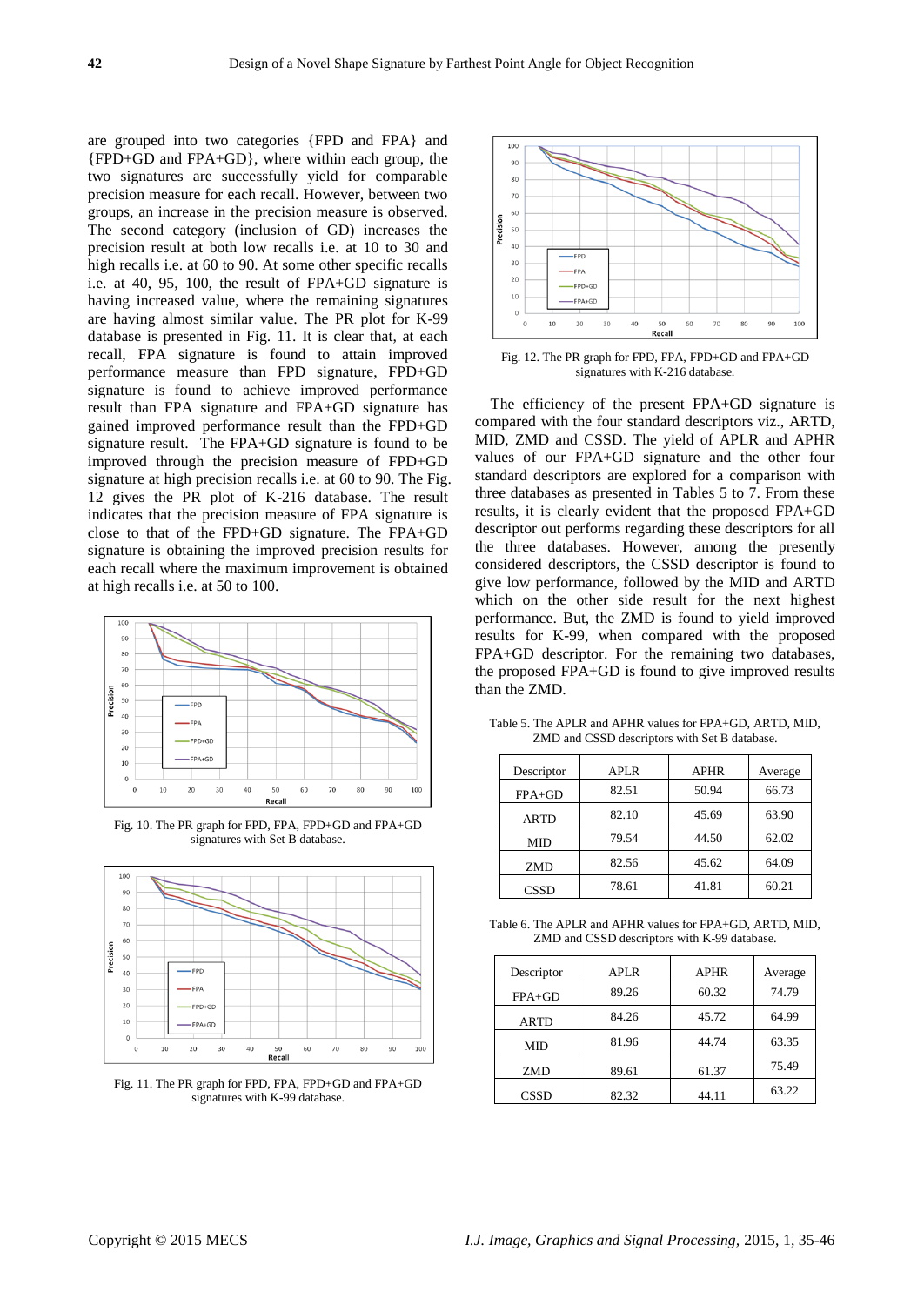are grouped into two categories {FPD and FPA} and {FPD+GD and FPA+GD}, where within each group, the two signatures are successfully yield for comparable precision measure for each recall. However, between two groups, an increase in the precision measure is observed. The second category (inclusion of GD) increases the precision result at both low recalls i.e. at 10 to 30 and high recalls i.e. at 60 to 90. At some other specific recalls i.e. at 40, 95, 100, the result of FPA+GD signature is having increased value, where the remaining signatures are having almost similar value. The PR plot for K-99 database is presented in Fig. 11. It is clear that, at each recall, FPA signature is found to attain improved performance measure than FPD signature, FPD+GD signature is found to achieve improved performance result than FPA signature and FPA+GD signature has gained improved performance result than the FPD+GD signature result. The FPA+GD signature is found to be improved through the precision measure of FPD+GD signature at high precision recalls i.e. at 60 to 90. The Fig. 12 gives the PR plot of K-216 database. The result indicates that the precision measure of FPA signature is close to that of the FPD+GD signature. The FPA+GD signature is obtaining the improved precision results for each recall where the maximum improvement is obtained at high recalls i.e. at 50 to 100.

Fig. 10. The PR graph for FPD, FPA, FPD+GD and FPA+GD signatures with Set B database.

Fig. 11. The PR graph for FPD, FPA, FPD+GD and FPA+GD signatures with K-99 database.

Fig. 12. The PR graph for FPD, FPA, FPD+GD and FPA+GD signatures with K-216 database.

The efficiency of the present FPA+GD signature is compared with the four standard descriptors viz., ARTD, MID, ZMD and CSSD. The yield of APLR and APHR values of our FPA+GD signature and the other four standard descriptors are explored for a comparison with three databases as presented in Tables 5 to 7. From these results, it is clearly evident that the proposed FPA+GD descriptor out performs regarding these descriptors for all the three databases. However, among the presently considered descriptors, the CSSD descriptor is found to give low performance, followed by the MID and ARTD which on the other side result for the next highest performance. But, the ZMD is found to yield improved results for K-99, when compared with the proposed FPA+GD descriptor. For the remaining two databases, the proposed FPA+GD is found to give improved results than the ZMD.

Table 5. The APLR and APHR values for FPA+GD, ARTD, MID, ZMD and CSSD descriptors with Set B database.

| Descriptor | APLR | APHR | Average |
|---|---|---|---|
| FPA+GD | 82.51 | 50.94 | 66.73 |
| ARTD | 82.10 | 45.69 | 63.90 |
| MID | 79.54 | 44.50 | 62.02 |
| ZMD | 82.56 | 45.62 | 64.09 |
| CSSD | 78.61 | 41.81 | 60.21 |

Table 6. The APLR and APHR values for FPA+GD, ARTD, MID, ZMD and CSSD descriptors with K-99 database.

| Descriptor | APLR | APHR | Average |
|---|---|---|---|
| FPA+GD | 89.26 | 60.32 | 74.79 |
| ARTD | 84.26 | 45.72 | 64.99 |
| MID | 81.96 | 44.74 | 63.35 |
| ZMD | 89.61 | 61.37 | 75.49 |
| CSSD | 82.32 | 44.11 | 63.22 |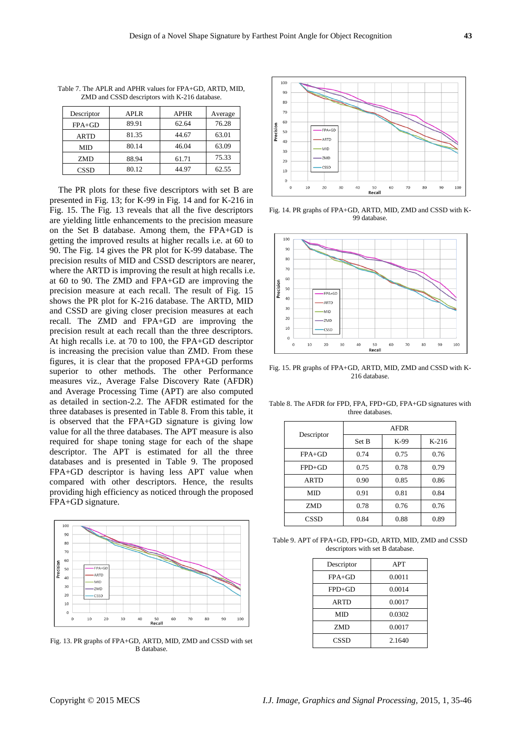Table 7. The APLR and APHR values for FPA+GD, ARTD, MID, ZMD and CSSD descriptors with K-216 database.

| Descriptor | APLR | APHR | Average |
| --- | --- | --- | --- |
| FPA+GD | 89.91 | 62.64 | 76.28 |
| ARTD | 81.35 | 44.67 | 63.01 |
| MID | 80.14 | 46.04 | 63.09 |
| ZMD | 88.94 | 61.71 | 75.33 |
| CSSD | 80.12 | 44.97 | 62.55 |

The PR plots for these five descriptors with set B are presented in Fig. 13; for K-99 in Fig. 14 and for K-216 in Fig. 15. The Fig. 13 reveals that all the five descriptors are yielding little enhancements to the precision measure on the Set B database. Among them, the FPA+GD is getting the improved results at higher recalls i.e. at 60 to 90. The Fig. 14 gives the PR plot for K-99 database. The precision results of MID and CSSD descriptors are nearer, where the ARTD is improving the result at high recalls i.e. at 60 to 90. The ZMD and FPA+GD are improving the precision measure at each recall. The result of Fig. 15 shows the PR plot for K-216 database. The ARTD, MID and CSSD are giving closer precision measures at each recall. The ZMD and FPA+GD are improving the precision result at each recall than the three descriptors. At high recalls i.e. at 70 to 100, the FPA+GD descriptor is increasing the precision value than ZMD. From these figures, it is clear that the proposed FPA+GD performs superior to other methods. The other Performance measures viz., Average False Discovery Rate (AFDR) and Average Processing Time (APT) are also computed as detailed in section-2.2. The AFDR estimated for the three databases is presented in Table 8. From this table, it is observed that the FPA+GD signature is giving low value for all the three databases. The APT measure is also required for shape toning stage for each of the shape descriptor. The APT is estimated for all the three databases and is presented in Table 9. The proposed FPA+GD descriptor is having less APT value when compared with other descriptors. Hence, the results providing high efficiency as noticed through the proposed FPA+GD signature.

Fig. 13. PR graphs of FPA+GD, ARTD, MID, ZMD and CSSD with set B database.

Fig. 14. PR graphs of FPA+GD, ARTD, MID, ZMD and CSSD with K-99 database.

Fig. 15. PR graphs of FPA+GD, ARTD, MID, ZMD and CSSD with K-216 database.

Table 8. The AFDR for FPD, FPA, FPD+GD, FPA+GD signatures with three databases.

| Descriptor | AFDR | | |
| --- | --- | --- | --- |
| | Set B | K-99 | K-216 |
| FPA+GD | 0.74 | 0.75 | 0.76 |
| FPD+GD | 0.75 | 0.78 | 0.79 |
| ARTD | 0.90 | 0.85 | 0.86 |
| MID | 0.91 | 0.81 | 0.84 |
| ZMD | 0.78 | 0.76 | 0.76 |
| CSSD | 0.84 | 0.88 | 0.89 |

Table 9. APT of FPA+GD, FPD+GD, ARTD, MID, ZMD and CSSD descriptors with set B database.

| Descriptor | APT |
| --- | --- |
| FPA+GD | 0.0011 |
| FPD+GD | 0.0014 |
| ARTD | 0.0017 |
| MID | 0.0302 |
| ZMD | 0.0017 |
| CSSD | 2.1640 |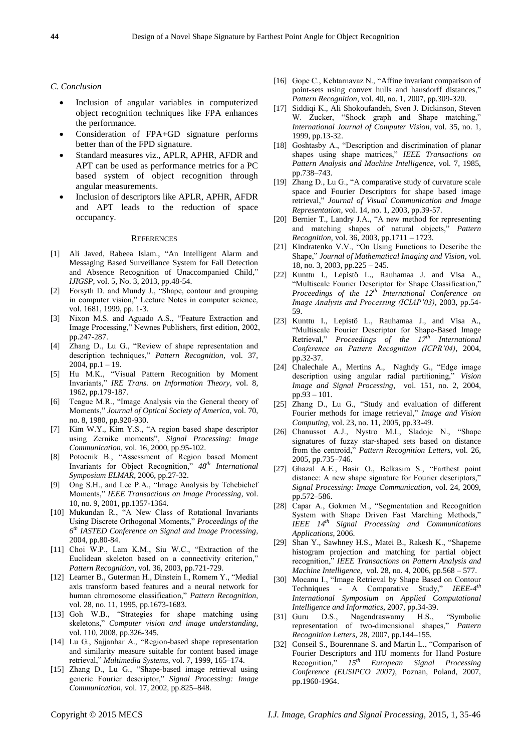### C. Conclusion

- Inclusion of angular variables in computerized object recognition techniques like FPA enhances the performance.
- Consideration of FPA+GD signature performs better than of the FPD signature.
- Standard measures viz., APLR, APHR, AFDR and APT can be used as performance metrics for a PC based system of object recognition through angular measurements.
- Inclusion of descriptors like APLR, APHR, AFDR and APT leads to the reduction of space occupancy.

## REFERENCES

[1] Ali Javed, Rabeea Islam., "An Intelligent Alarm and Messaging Based Surveillance System for Fall Detection and Absence Recognition of Unaccompanied Child," *IJIGSP*, vol. 5, No. 3, 2013, pp.48-54.

[2] Forsyth D. and Mundy J., "Shape, contour and grouping in computer vision," Lecture Notes in computer science, vol. 1681, 1999, pp. 1-3.

[3] Nixon M.S. and Aguado A.S., "Feature Extraction and Image Processing," Newnes Publishers, first edition, 2002, pp.247-287.

[4] Zhang D., Lu G., "Review of shape representation and description techniques," *Pattern Recognition*, vol. 37, 2004, pp.1 – 19.

[5] Hu M.K., "Visual Pattern Recognition by Moment Invariants," *IRE Trans. on Information Theory*, vol. 8, 1962, pp.179-187.

[6] Teague M.R., "Image Analysis via the General theory of Moments," *Journal of Optical Society of America*, vol. 70, no. 8, 1980, pp.920-930.

[7] Kim W.Y., Kim Y.S., "A region based shape descriptor using Zernike moments", *Signal Processing: Image Communication*, vol. 16, 2000, pp.95-102.

[8] Potocnik B., "Assessment of Region based Moment Invariants for Object Recognition," *48th International Symposium ELMAR*, 2006, pp.27-32.

[9] Ong S.H., and Lee P.A., "Image Analysis by Tchebichef Moments," *IEEE Transactions on Image Processing*, vol. 10, no. 9, 2001, pp.1357-1364.

[10] Mukundan R., "A New Class of Rotational Invariants Using Discrete Orthogonal Moments," *Proceedings of the 6th IASTED Conference on Signal and Image Processing*, 2004, pp.80-84.

[11] Choi W.P., Lam K.M., Siu W.C., "Extraction of the Euclidean skeleton based on a connectivity criterion," *Pattern Recognition*, vol. 36, 2003, pp.721-729.

[12] Learner B., Guterman H., Dinstein I., Romem Y., "Medial axis transform based features and a neural network for human chromosome classification," *Pattern Recognition*, vol. 28, no. 11, 1995, pp.1673-1683.

[13] Goh W.B., "Strategies for shape matching using skeletons," *Computer vision and image understanding*, vol. 110, 2008, pp.326-345.

[14] Lu G., Sajjanhar A., "Region-based shape representation and similarity measure suitable for content based image retrieval," *Multimedia Systems*, vol. 7, 1999, 165–174.

[15] Zhang D., Lu G., "Shape-based image retrieval using generic Fourier descriptor," *Signal Processing: Image Communication*, vol. 17, 2002, pp.825–848.

[16] Gope C., Kehtarnavaz N., "Affine invariant comparison of point-sets using convex hulls and hausdorff distances," *Pattern Recognition*, vol. 40, no. 1, 2007, pp.309-320.

[17] Siddiqi K., Ali Shokoufandeh, Sven J. Dickinson, Steven W. Zucker, "Shock graph and Shape matching," *International Journal of Computer Vision*, vol. 35, no. 1, 1999, pp.13-32.

[18] Goshtasby A., "Description and discrimination of planar shapes using shape matrices," *IEEE Transactions on Pattern Analysis and Machine Intelligence*, vol. 7, 1985, pp.738–743.

[19] Zhang D., Lu G., "A comparative study of curvature scale space and Fourier Descriptors for shape based image retrieval," *Journal of Visual Communication and Image Representation*, vol. 14, no. 1, 2003, pp.39-57.

[20] Bernier T., Landry J.A., "A new method for representing and matching shapes of natural objects," *Pattern Recognition*, vol. 36, 2003, pp.1711 – 1723.

[21] Kindratenko V.V., "On Using Functions to Describe the Shape," *Journal of Mathematical Imaging and Vision*, vol. 18, no. 3, 2003, pp.225 – 245.

[22] Kunttu I., Lepistö L., Rauhamaa J. and Visa A., "Multiscale Fourier Descriptor for Shape Classification," *Proceedings of the 12th International Conference on Image Analysis and Processing (ICIAP'03)*, 2003, pp.54-59.

[23] Kunttu I., Lepistö L., Rauhamaa J., and Visa A., "Multiscale Fourier Descriptor for Shape-Based Image Retrieval," *Proceedings of the 17th International Conference on Pattern Recognition (ICPR'04)*, 2004, pp.32-37.

[24] Chalechale A., Mertins A., Naghdy G., "Edge image description using angular radial partitioning," *Vision Image and Signal Processing*, vol. 151, no. 2, 2004, pp.93 – 101.

[25] Zhang D., Lu G., "Study and evaluation of different Fourier methods for image retrieval," *Image and Vision Computing*, vol. 23, no. 11, 2005, pp.33-49.

[26] Chanussot A.J., Nystro M.I., Sladoje N., "Shape signatures of fuzzy star-shaped sets based on distance from the centroid," *Pattern Recognition Letters*, vol. 26, 2005, pp.735–746.

[27] Ghazal A.E., Basir O., Belkasim S., "Farthest point distance: A new shape signature for Fourier descriptors," *Signal Processing: Image Communication*, vol. 24, 2009, pp.572–586.

[28] Capar A., Gokmen M., "Segmentation and Recognition System with Shape Driven Fast Marching Methods," *IEEE 14th Signal Processing and Communications Applications*, 2006.

[29] Shan Y., Sawhney H.S., Matei B., Rakesh K., "Shapeme histogram projection and matching for partial object recognition," *IEEE Transactions on Pattern Analysis and Machine Intelligence*, vol. 28, no. 4, 2006, pp.568 – 577.

[30] Mocanu I., "Image Retrieval by Shape Based on Contour Techniques - A Comparative Study," *IEEE-4th International Symposium on Applied Computational Intelligence and Informatics*, 2007, pp.34-39.

[31] Guru D.S., Nagendraswamy H.S., "Symbolic representation of two-dimensional shapes," *Pattern Recognition Letters*, 28, 2007, pp.144–155.

[32] Conseil S., Bourennane S. and Martin L., "Comparison of Fourier Descriptors and HU moments for Hand Posture Recognition," *15th European Signal Processing Conference (EUSIPCO 2007)*, Poznan, Poland, 2007, pp.1960-1964.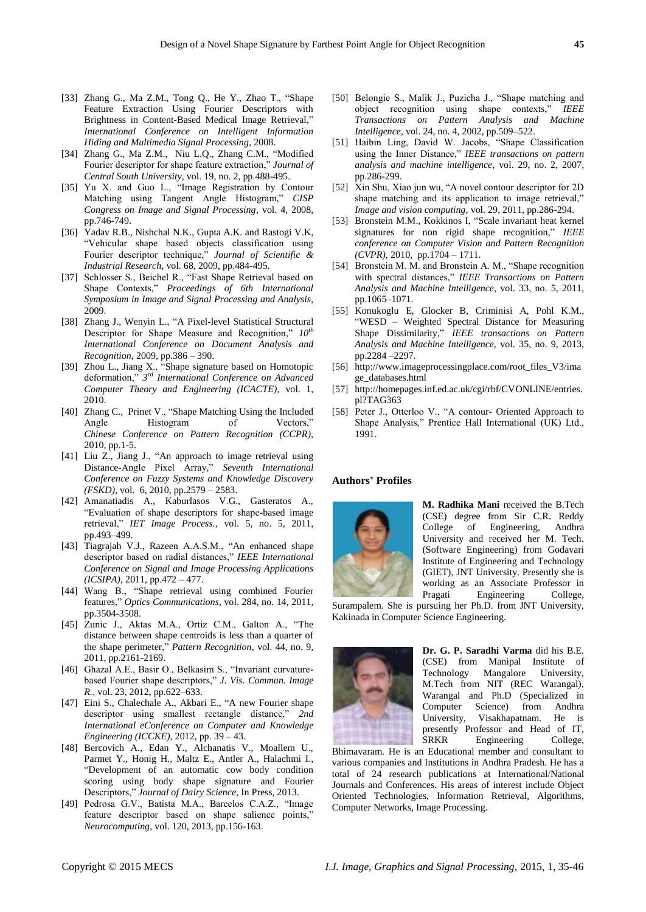[33] Zhang G., Ma Z.M., Tong Q., He Y., Zhao T., "Shape Feature Extraction Using Fourier Descriptors with Brightness in Content-Based Medical Image Retrieval," *International Conference on Intelligent Information Hiding and Multimedia Signal Processing*, 2008.

[34] Zhang G., Ma Z.M., Niu L.Q., Zhang C.M., "Modified Fourier descriptor for shape feature extraction," *Journal of Central South University*, vol. 19, no. 2, pp.488-495.

[35] Yu X. and Guo L., "Image Registration by Contour Matching using Tangent Angle Histogram," *CISP Congress on Image and Signal Processing*, vol. 4, 2008, pp.746-749.

[36] Yadav R.B., Nishchal N.K., Gupta A.K. and Rastogi V.K, "Vehicular shape based objects classification using Fourier descriptor technique," *Journal of Scientific & Industrial Research*, vol. 68, 2009, pp.484-495.

[37] Schlosser S., Beichel R., "Fast Shape Retrieval based on Shape Contexts," *Proceedings of 6th International Symposium in Image and Signal Processing and Analysis*, 2009.

[38] Zhang J., Wenyin L., "A Pixel-level Statistical Structural Descriptor for Shape Measure and Recognition," *10th International Conference on Document Analysis and Recognition*, 2009, pp.386 – 390.

[39] Zhou L., Jiang X., "Shape signature based on Homotopic deformation," *3rd International Conference on Advanced Computer Theory and Engineering (ICACTE)*, vol. 1, 2010.

[40] Zhang C., Prinet V., "Shape Matching Using the Included Angle Histogram of Vectors," *Chinese Conference on Pattern Recognition (CCPR)*, 2010, pp.1-5.

[41] Liu Z., Jiang J., "An approach to image retrieval using Distance-Angle Pixel Array," *Seventh International Conference on Fuzzy Systems and Knowledge Discovery (FSKD)*, vol. 6, 2010, pp.2579 – 2583.

[42] Amanatiadis A., Kaburlasos V.G., Gasteratos A., "Evaluation of shape descriptors for shape-based image retrieval," *IET Image Process.*, vol. 5, no. 5, 2011, pp.493–499.

[43] Tiagrajah V.J., Razeen A.A.S.M., "An enhanced shape descriptor based on radial distances," *IEEE International Conference on Signal and Image Processing Applications (ICSIPA)*, 2011, pp.472 – 477.

[44] Wang B., "Shape retrieval using combined Fourier features," *Optics Communications*, vol. 284, no. 14, 2011, pp.3504-3508.

[45] Zunic J., Aktas M.A., Ortiz C.M., Galton A., "The distance between shape centroids is less than a quarter of the shape perimeter," *Pattern Recognition*, vol. 44, no. 9, 2011, pp.2161-2169.

[46] Ghazal A.E., Basir O., Belkasim S., "Invariant curvature-based Fourier shape descriptors," *J. Vis. Commun. Image R.*, vol. 23, 2012, pp.622–633.

[47] Eini S., Chalechale A., Akbari E., "A new Fourier shape descriptor using smallest rectangle distance," *2nd International eConference on Computer and Knowledge Engineering (ICCKE)*, 2012, pp. 39 – 43.

[48] Bercovich A., Edan Y., Alchanatis V., Moallem U., Parmet Y., Honig H., Maltz E., Antler A., Halachmi I., "Development of an automatic cow body condition scoring using body shape signature and Fourier Descriptors," *Journal of Dairy Science*, In Press, 2013.

[49] Pedrosa G.V., Batista M.A., Barcelos C.A.Z., "Image feature descriptor based on shape salience points," *Neurocomputing*, vol. 120, 2013, pp.156-163.

[50] Belongie S., Malik J., Puzicha J., "Shape matching and object recognition using shape contexts," *IEEE Transactions on Pattern Analysis and Machine Intelligence*, vol. 24, no. 4, 2002, pp.509–522.

[51] Haibin Ling, David W. Jacobs, "Shape Classification using the Inner Distance," *IEEE transactions on pattern analysis and machine intelligence*, vol. 29, no. 2, 2007, pp.286-299.

[52] Xin Shu, Xiao jun wu, "A novel contour descriptor for 2D shape matching and its application to image retrieval," *Image and vision computing*, vol. 29, 2011, pp.286-294.

[53] Bronstein M.M., Kokkinos I, "Scale invariant heat kernel signatures for non rigid shape recognition," *IEEE conference on Computer Vision and Pattern Recognition (CVPR)*, 2010, pp.1704 – 1711.

[54] Bronstein M. M. and Bronstein A. M., "Shape recognition with spectral distances," *IEEE Transactions on Pattern Analysis and Machine Intelligence*, vol. 33, no. 5, 2011, pp.1065–1071.

[55] Konukoglu E, Glocker B, Criminisi A, Pohl K.M., "WESD – Weighted Spectral Distance for Measuring Shape Dissimilarity," *IEEE transactions on Pattern Analysis and Machine Intelligence*, vol. 35, no. 9, 2013, pp.2284 –2297.

[56] http://www.imageprocessingplace.com/root_files_V3/image_databases.html

[57] http://homepages.inf.ed.ac.uk/cgi/rbf/CVONLINE/entries.pl?TAG363

[58] Peter J., Otterloo V., "A contour- Oriented Approach to Shape Analysis," Prentice Hall International (UK) Ltd., 1991.

## Authors' Profiles

**M. Radhika Mani** received the B.Tech (CSE) degree from Sir C.R. Reddy College of Engineering, Andhra University and received her M. Tech. (Software Engineering) from Godavari Institute of Engineering and Technology (GIET), JNT University. Presently she is working as an Associate Professor in Pragati Engineering College, Surampalem. She is pursuing her Ph.D. from JNT University, Kakinada in Computer Science Engineering.

**Dr. G. P. Saradhi Varma** did his B.E. (CSE) from Manipal Institute of Technology Mangalore University, M.Tech from NIT (REC Warangal), Warangal and Ph.D (Specialized in Computer Science) from Andhra University, Visakhapatnam. He is presently Professor and Head of IT, SRKR Engineering College, Bhimavaram. He is an Educational member and consultant to various companies and Institutions in Andhra Pradesh. He has a total of 24 research publications at International/National Journals and Conferences. His areas of interest include Object Oriented Technologies, Information Retrieval, Algorithms, Computer Networks, Image Processing.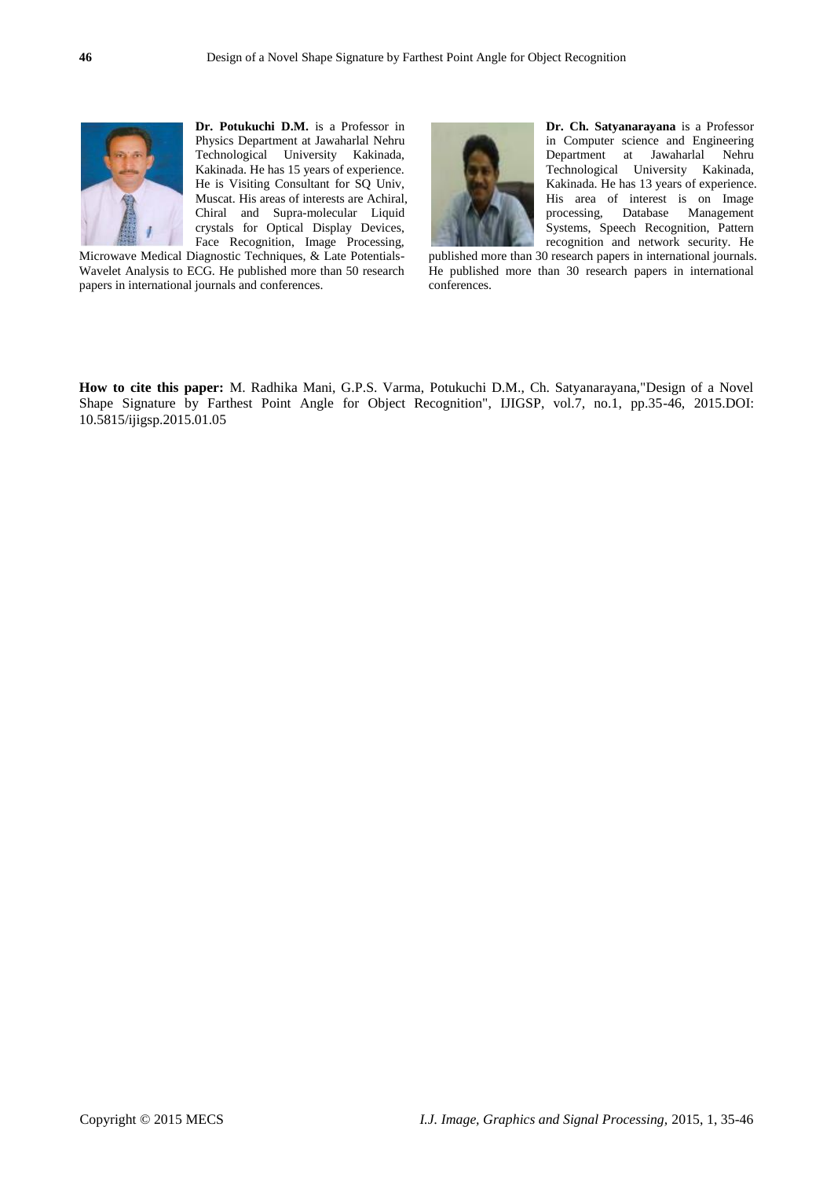**Dr. Potukuchi D.M.** is a Professor in Physics Department at Jawaharlal Nehru Technological University Kakinada, Kakinada. He has 15 years of experience. He is Visiting Consultant for SQ Univ, Muscat. His areas of interests are Achiral, Chiral and Supra-molecular Liquid crystals for Optical Display Devices, Face Recognition, Image Processing, Microwave Medical Diagnostic Techniques, & Late Potentials-Wavelet Analysis to ECG. He published more than 50 research papers in international journals and conferences.

**Dr. Ch. Satyanarayana** is a Professor in Computer science and Engineering Department at Jawaharlal Nehru Technological University Kakinada, Kakinada. He has 13 years of experience. His area of interest is on Image processing, Database Management Systems, Speech Recognition, Pattern recognition and network security. He published more than 30 research papers in international journals. He published more than 30 research papers in international conferences.

**How to cite this paper:** M. Radhika Mani, G.P.S. Varma, Potukuchi D.M., Ch. Satyanarayana,"Design of a Novel Shape Signature by Farthest Point Angle for Object Recognition", IJIGSP, vol.7, no.1, pp.35-46, 2015.DOI: 10.5815/ijigsp.2015.01.05